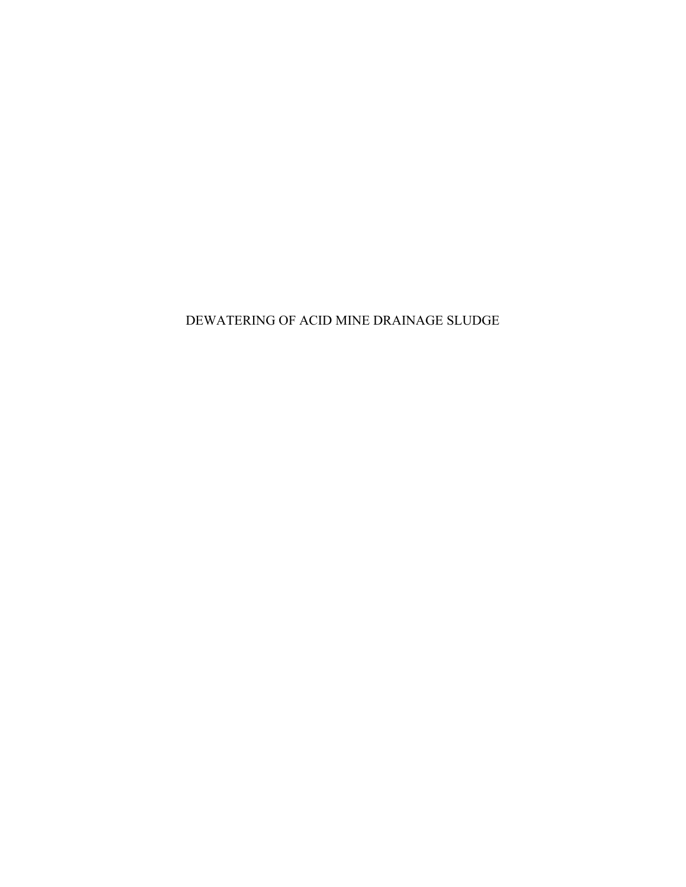# DEWATERING OF ACID MINE DRAINAGE SLUDGE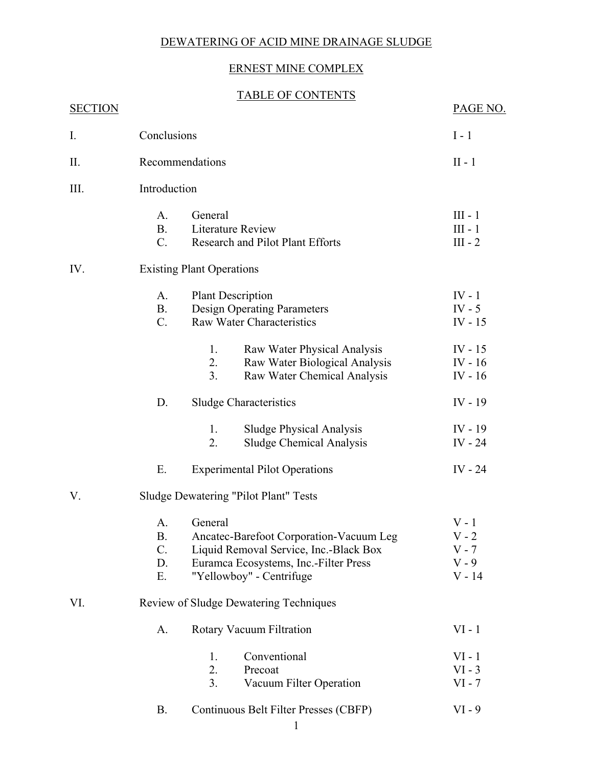# DEWATERING OF ACID MINE DRAINAGE SLUDGE

## ERNEST MINE COMPLEX

### TABLE OF CONTENTS

| SECTION | | | | PAGE NO. |
|---|---|---|---|---|
| I. | Conclusions | | | I - 1 |
| II. | Recommendations | | | II - 1 |
| III. | Introduction | | | |
| | A. | General | | III - 1 |
| | B. | Literature Review | | III - 1 |
| | C. | Research and Pilot Plant Efforts | | III - 2 |
| IV. | Existing Plant Operations | | | |
| | A. | Plant Description | | IV - 1 |
| | B. | Design Operating Parameters | | IV - 5 |
| | C. | Raw Water Characteristics | | IV - 15 |
| | | 1. | Raw Water Physical Analysis | IV - 15 |
| | | 2. | Raw Water Biological Analysis | IV - 16 |
| | | 3. | Raw Water Chemical Analysis | IV - 16 |
| | D. | Sludge Characteristics | | IV - 19 |
| | | 1. | Sludge Physical Analysis | IV - 19 |
| | | 2. | Sludge Chemical Analysis | IV - 24 |
| | E. | Experimental Pilot Operations | | IV - 24 |
| V. | Sludge Dewatering "Pilot Plant" Tests | | | |
| | A. | General | | V - 1 |
| | B. | Ancatec-Barefoot Corporation-Vacuum Leg | | V - 2 |
| | C. | Liquid Removal Service, Inc.-Black Box | | V - 7 |
| | D. | Euramca Ecosystems, Inc.-Filter Press | | V - 9 |
| | E. | "Yellowboy" - Centrifuge | | V - 14 |
| VI. | Review of Sludge Dewatering Techniques | | | |
| | A. | Rotary Vacuum Filtration | | VI - 1 |
| | | 1. | Conventional | VI - 1 |
| | | 2. | Precoat | VI - 3 |
| | | 3. | Vacuum Filter Operation | VI - 7 |
| | B. | Continuous Belt Filter Presses (CBFP) | | VI - 9 |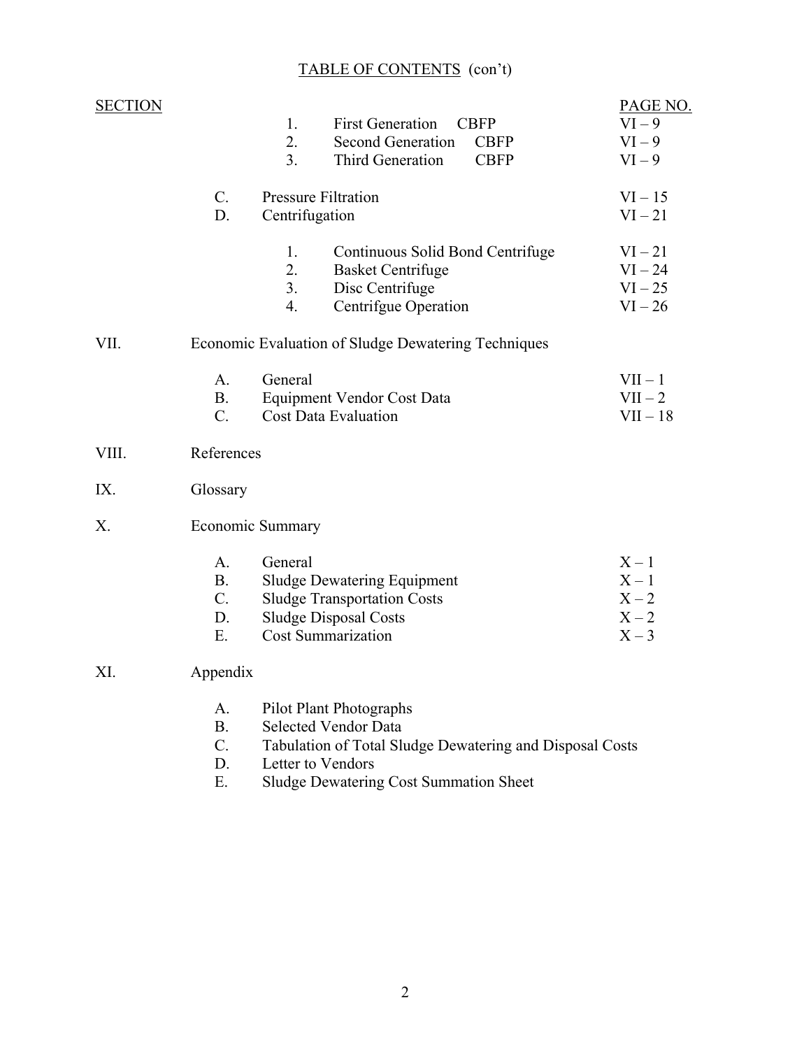## TABLE OF CONTENTS (con't)

| SECTION | | | PAGE NO. |
|---|---|---|---|
| | | 1. First Generation CBFP | VI – 9 |
| | | 2. Second Generation CBFP | VI – 9 |
| | | 3. Third Generation CBFP | VI – 9 |
| | C. | Pressure Filtration | VI – 15 |
| | D. | Centrifugation | VI – 21 |
| | | 1. Continuous Solid Bond Centrifuge | VI – 21 |
| | | 2. Basket Centrifuge | VI – 24 |
| | | 3. Disc Centrifuge | VI – 25 |
| | | 4. Centrifgue Operation | VI – 26 |
| VII. | Economic Evaluation of Sludge Dewatering Techniques | | |
| | A. | General | VII – 1 |
| | B. | Equipment Vendor Cost Data | VII – 2 |
| | C. | Cost Data Evaluation | VII – 18 |
| VIII. | References | | |
| IX. | Glossary | | |
| X. | Economic Summary | | |
| | A. | General | X – 1 |
| | B. | Sludge Dewatering Equipment | X – 1 |
| | C. | Sludge Transportation Costs | X – 2 |
| | D. | Sludge Disposal Costs | X – 2 |
| | E. | Cost Summarization | X – 3 |
| XI. | Appendix | | |
| | A. | Pilot Plant Photographs | |
| | B. | Selected Vendor Data | |
| | C. | Tabulation of Total Sludge Dewatering and Disposal Costs | |
| | D. | Letter to Vendors | |
| | E. | Sludge Dewatering Cost Summation Sheet | |